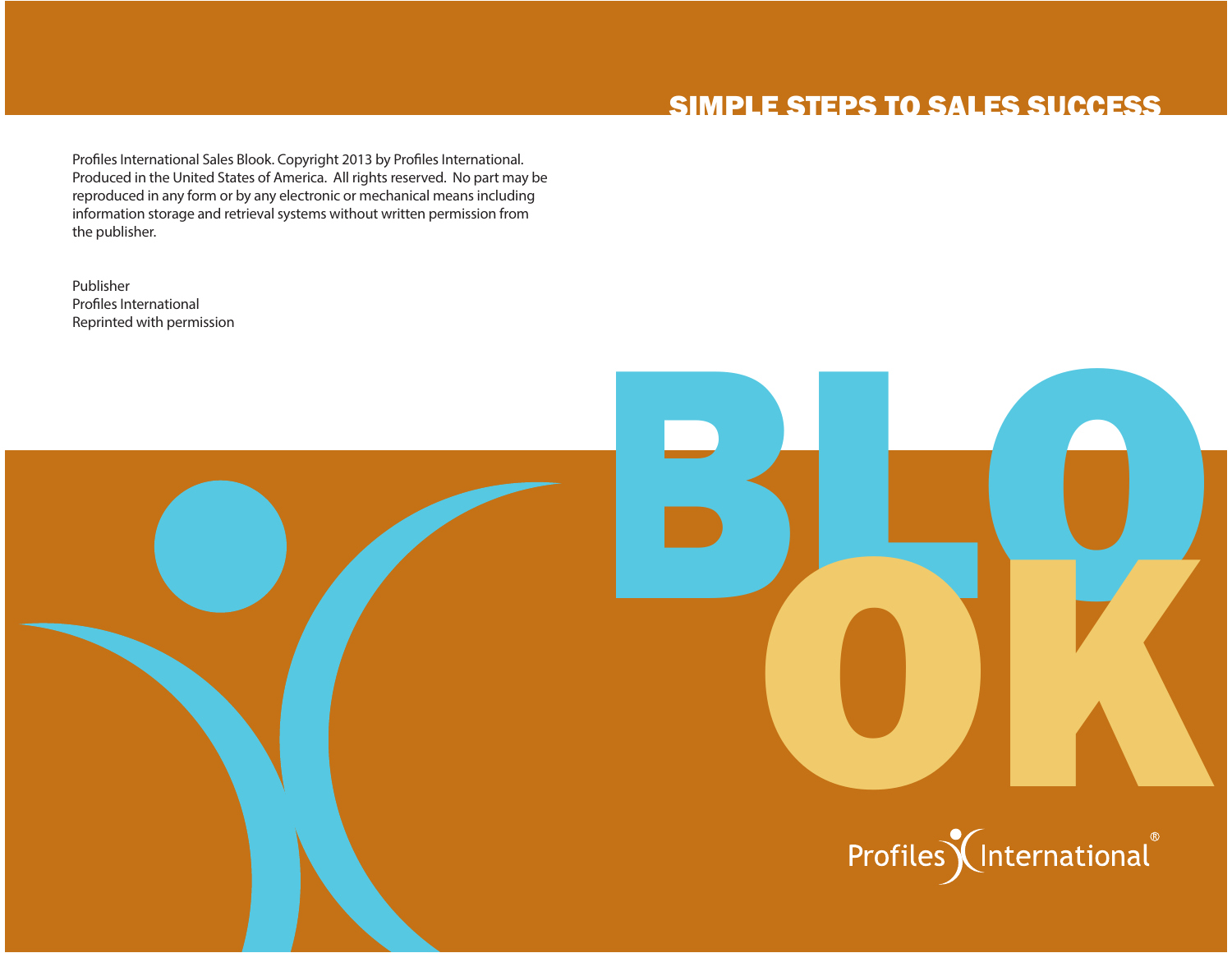SIMPLE STEPS TO SALES SUCCESS

Profiles International Sales Blook. Copyright 2013 by Profiles International. Produced in the United States of America. All rights reserved. No part may be reproduced in any form or by any electronic or mechanical means including information storage and retrieval systems without written permission from the publisher.

Publisher
Profiles International
Reprinted with permission

# BLOOK

Profiles International®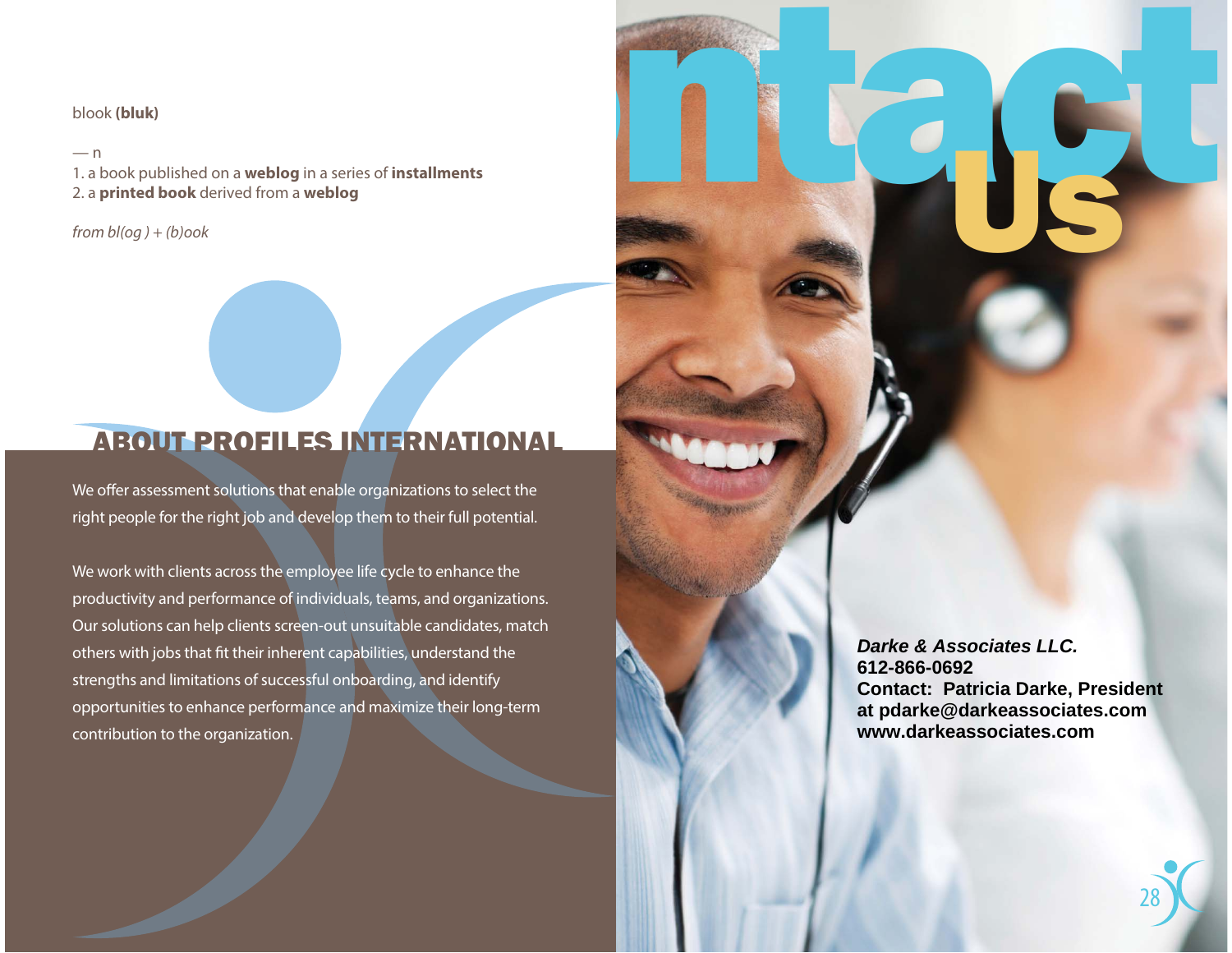blook **(bluk)**

— n

1. a book published on a **weblog** in a series of **installments**
2. a **printed book** derived from a **weblog**

*from bl(og ) + (b)ook*

## ABOUT PROFILES INTERNATIONAL

We offer assessment solutions that enable organizations to select the right people for the right job and develop them to their full potential.

We work with clients across the employee life cycle to enhance the productivity and performance of individuals, teams, and organizations. Our solutions can help clients screen-out unsuitable candidates, match others with jobs that fit their inherent capabilities, understand the strengths and limitations of successful onboarding, and identify opportunities to enhance performance and maximize their long-term contribution to the organization.

# ntact Us

***Darke & Associates LLC.***
**612-866-0692**
**Contact: Patricia Darke, President**
**at pdarke@darkeassociates.com**
**www.darkeassociates.com**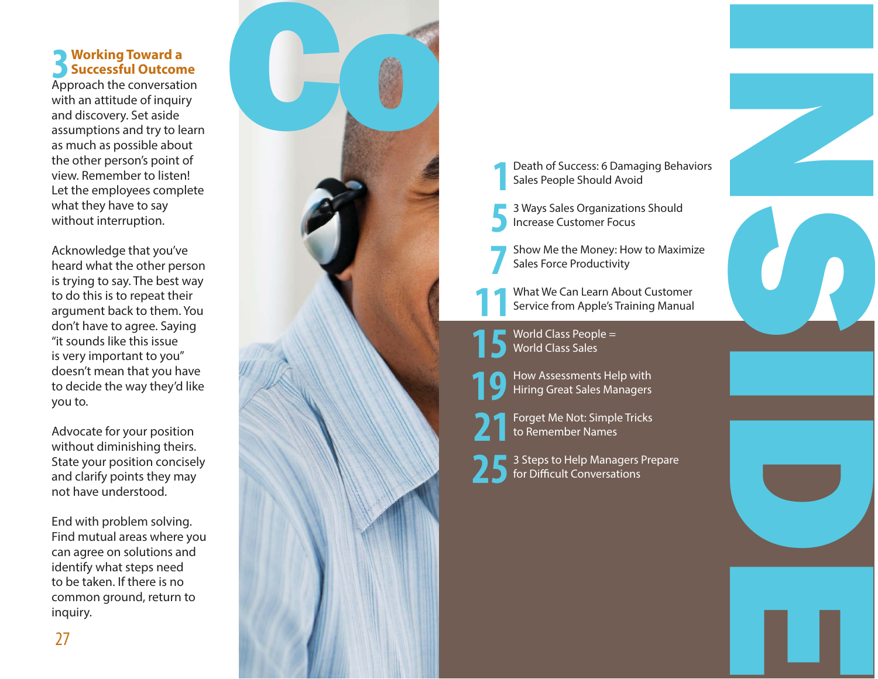## 3 Working Toward a Successful Outcome

Approach the conversation with an attitude of inquiry and discovery. Set aside assumptions and try to learn as much as possible about the other person's point of view. Remember to listen! Let the employees complete what they have to say without interruption.

Acknowledge that you've heard what the other person is trying to say. The best way to do this is to repeat their argument back to them. You don't have to agree. Saying "it sounds like this issue is very important to you" doesn't mean that you have to decide the way they'd like you to.

Advocate for your position without diminishing theirs. State your position concisely and clarify points they may not have understood.

End with problem solving. Find mutual areas where you can agree on solutions and identify what steps need to be taken. If there is no common ground, return to inquiry.

# Co

# INSIDE

- **1** Death of Success: 6 Damaging Behaviors Sales People Should Avoid
- **5** 3 Ways Sales Organizations Should Increase Customer Focus
- **7** Show Me the Money: How to Maximize Sales Force Productivity
- **11** What We Can Learn About Customer Service from Apple's Training Manual
- **15** World Class People = World Class Sales
- **19** How Assessments Help with Hiring Great Sales Managers
- **21** Forget Me Not: Simple Tricks to Remember Names
- **25** 3 Steps to Help Managers Prepare for Difficult Conversations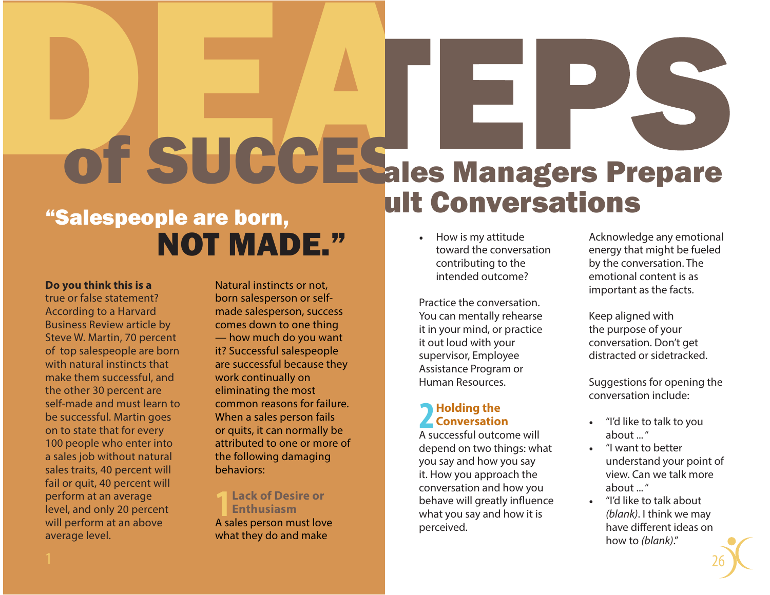# DEADLY STEPS of SUCCESS

## ...Sales Managers Prepare ...ult Conversations

## "Salespeople are born, NOT MADE."

**Do you think this is a** true or false statement? According to a Harvard Business Review article by Steve W. Martin, 70 percent of top salespeople are born with natural instincts that make them successful, and the other 30 percent are self-made and must learn to be successful. Martin goes on to state that for every 100 people who enter into a sales job without natural sales traits, 40 percent will fail or quit, 40 percent will perform at an average level, and only 20 percent will perform at an above average level.

Natural instincts or not, born salesperson or self-made salesperson, success comes down to one thing — how much do you want it? Successful salespeople are successful because they work continually on eliminating the most common reasons for failure. When a sales person fails or quits, it can normally be attributed to one or more of the following damaging behaviors:

### 1 Lack of Desire or Enthusiasm

A sales person must love what they do and make

- How is my attitude toward the conversation contributing to the intended outcome?

Practice the conversation. You can mentally rehearse it in your mind, or practice it out loud with your supervisor, Employee Assistance Program or Human Resources.

### 2 Holding the Conversation

A successful outcome will depend on two things: what you say and how you say it. How you approach the conversation and how you behave will greatly influence what you say and how it is perceived.

Acknowledge any emotional energy that might be fueled by the conversation. The emotional content is as important as the facts.

Keep aligned with the purpose of your conversation. Don't get distracted or sidetracked.

Suggestions for opening the conversation include:

- "I'd like to talk to you about ... "
- "I want to better understand your point of view. Can we talk more about ... "
- "I'd like to talk about *(blank)*. I think we may have different ideas on how to *(blank)*."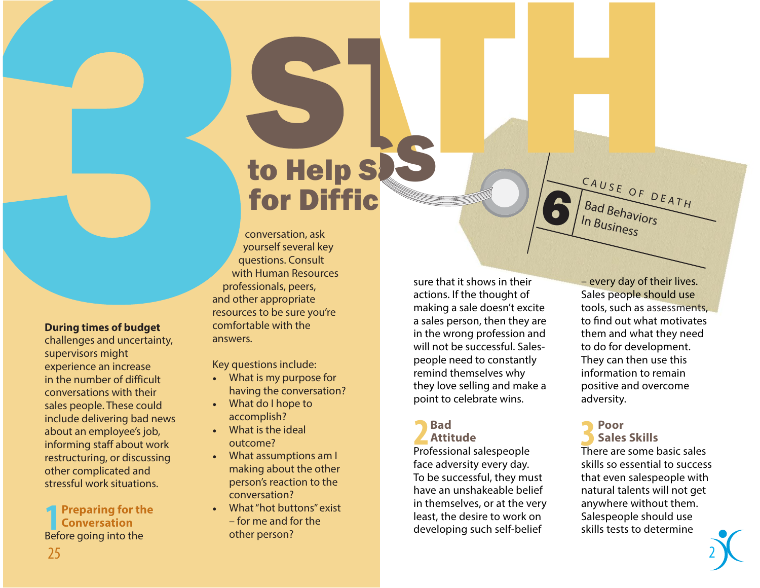# 3 Steps to Help S... for Diffic...

**During times of budget** challenges and uncertainty, supervisors might experience an increase in the number of difficult conversations with their sales people. These could include delivering bad news about an employee's job, informing staff about work restructuring, or discussing other complicated and stressful work situations.

## 1 Preparing for the Conversation

Before going into the conversation, ask yourself several key questions. Consult with Human Resources professionals, peers, and other appropriate resources to be sure you're comfortable with the answers.

Key questions include:

- What is my purpose for having the conversation?
- What do I hope to accomplish?
- What is the ideal outcome?
- What assumptions am I making about the other person's reaction to the conversation?
- What "hot buttons" exist – for me and for the other person?

# CAUSE OF DEATH

# 6 Bad Behaviors In Business

sure that it shows in their actions. If the thought of making a sale doesn't excite a sales person, then they are in the wrong profession and will not be successful. Sales-people need to constantly remind themselves why they love selling and make a point to celebrate wins.

## 2 Bad Attitude

Professional salespeople face adversity every day. To be successful, they must have an unshakeable belief in themselves, or at the very least, the desire to work on developing such self-belief – every day of their lives. Sales people should use tools, such as assessments, to find out what motivates them and what they need to do for development. They can then use this information to remain positive and overcome adversity.

## 3 Poor Sales Skills

There are some basic sales skills so essential to success that even salespeople with natural talents will not get anywhere without them. Salespeople should use skills tests to determine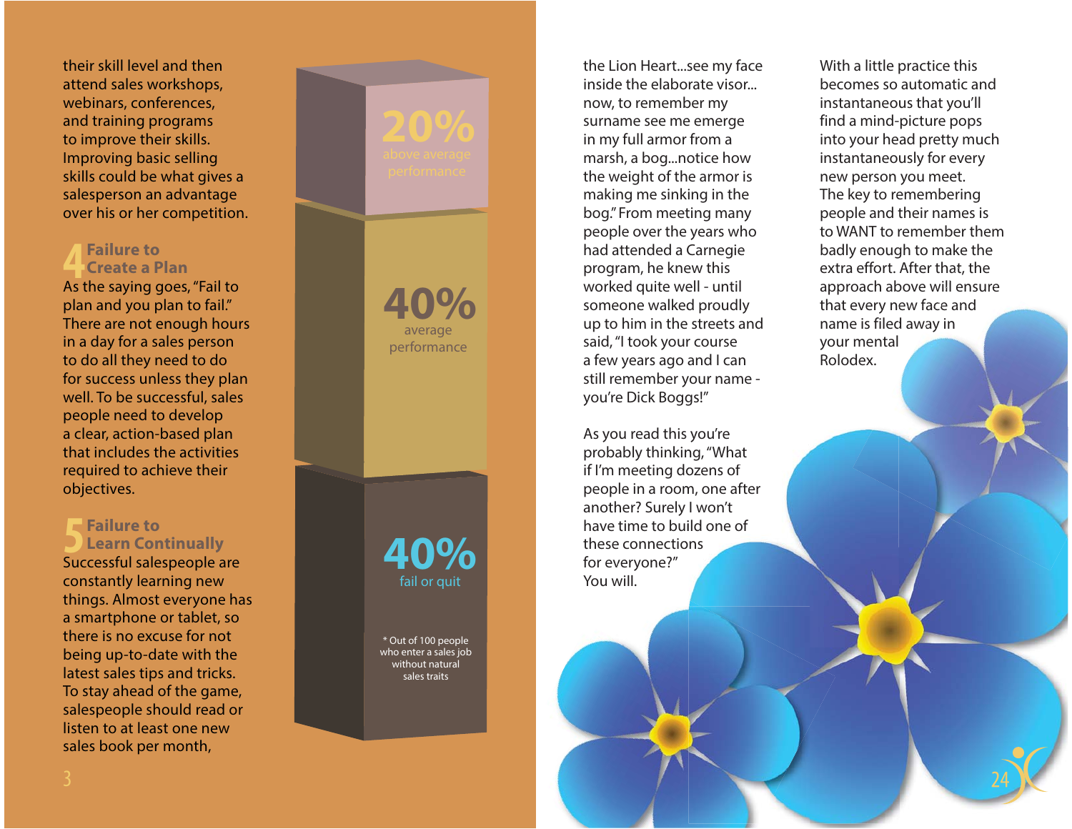their skill level and then attend sales workshops, webinars, conferences, and training programs to improve their skills. Improving basic selling skills could be what gives a salesperson an advantage over his or her competition.

## 4 Failure to Create a Plan

As the saying goes, "Fail to plan and you plan to fail." There are not enough hours in a day for a sales person to do all they need to do for success unless they plan well. To be successful, sales people need to develop a clear, action-based plan that includes the activities required to achieve their objectives.

## 5 Failure to Learn Continually

Successful salespeople are constantly learning new things. Almost everyone has a smartphone or tablet, so there is no excuse for not being up-to-date with the latest sales tips and tricks. To stay ahead of the game, salespeople should read or listen to at least one new sales book per month,

**20%** above average performance

**40%** average performance

**40%** fail or quit

\* Out of 100 people who enter a sales job without natural sales traits

the Lion Heart...see my face inside the elaborate visor... now, to remember my surname see me emerge in my full armor from a marsh, a bog...notice how the weight of the armor is making me sinking in the bog." From meeting many people over the years who had attended a Carnegie program, he knew this worked quite well - until someone walked proudly up to him in the streets and said, "I took your course a few years ago and I can still remember your name - you're Dick Boggs!"

As you read this you're probably thinking, "What if I'm meeting dozens of people in a room, one after another? Surely I won't have time to build one of these connections for everyone?" You will.

With a little practice this becomes so automatic and instantaneous that you'll find a mind-picture pops into your head pretty much instantaneously for every new person you meet. The key to remembering people and their names is to WANT to remember them badly enough to make the extra effort. After that, the approach above will ensure that every new face and name is filed away in your mental Rolodex.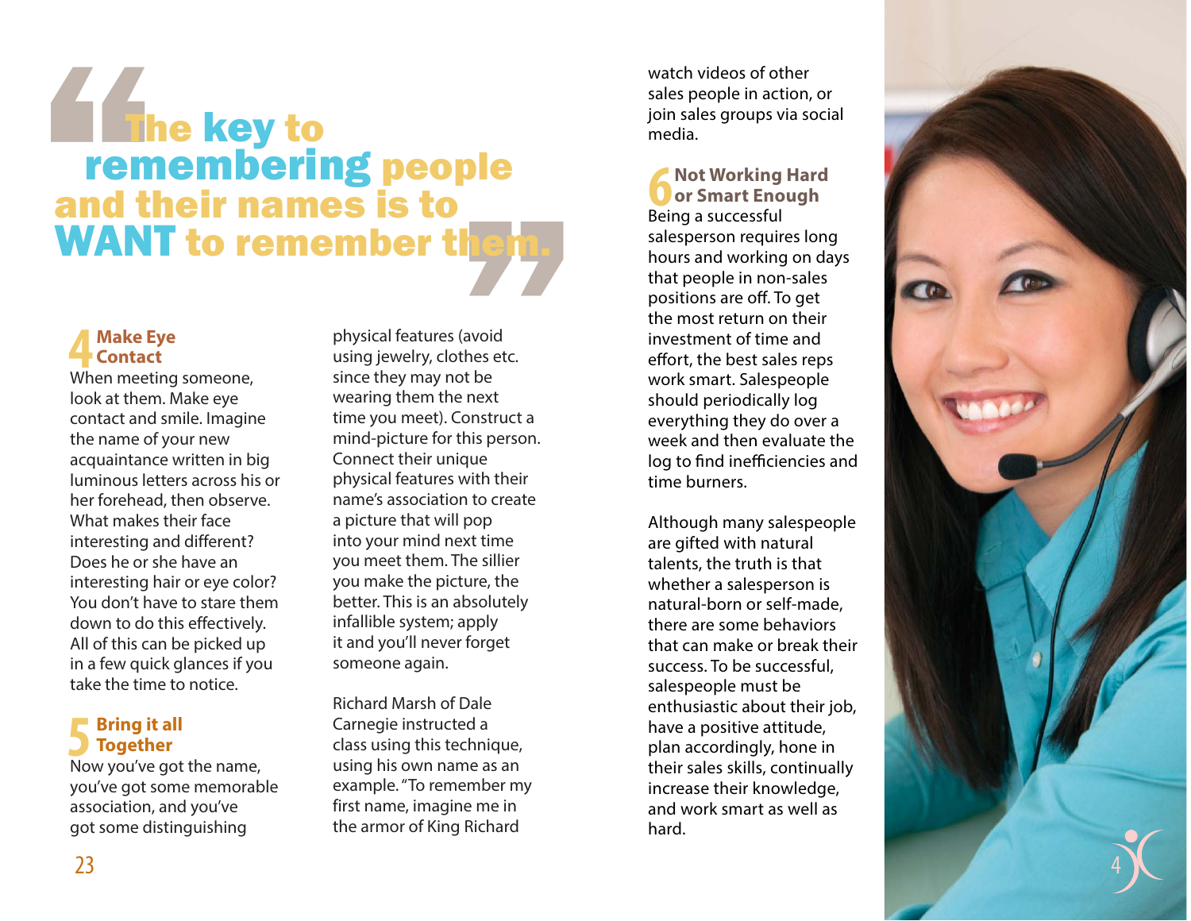> **The key to remembering people and their names is to WANT to remember them.**

### 4 Make Eye Contact

When meeting someone, look at them. Make eye contact and smile. Imagine the name of your new acquaintance written in big luminous letters across his or her forehead, then observe. What makes their face interesting and different? Does he or she have an interesting hair or eye color? You don't have to stare them down to do this effectively. All of this can be picked up in a few quick glances if you take the time to notice.

### 5 Bring it all Together

Now you've got the name, you've got some memorable association, and you've got some distinguishing physical features (avoid using jewelry, clothes etc. since they may not be wearing them the next time you meet). Construct a mind-picture for this person. Connect their unique physical features with their name's association to create a picture that will pop into your mind next time you meet them. The sillier you make the picture, the better. This is an absolutely infallible system; apply it and you'll never forget someone again.

Richard Marsh of Dale Carnegie instructed a class using this technique, using his own name as an example. "To remember my first name, imagine me in the armor of King Richard watch videos of other sales people in action, or join sales groups via social media.

### 6 Not Working Hard or Smart Enough

Being a successful salesperson requires long hours and working on days that people in non-sales positions are off. To get the most return on their investment of time and effort, the best sales reps work smart. Salespeople should periodically log everything they do over a week and then evaluate the log to find inefficiencies and time burners.

Although many salespeople are gifted with natural talents, the truth is that whether a salesperson is natural-born or self-made, there are some behaviors that can make or break their success. To be successful, salespeople must be enthusiastic about their job, have a positive attitude, plan accordingly, hone in their sales skills, continually increase their knowledge, and work smart as well as hard.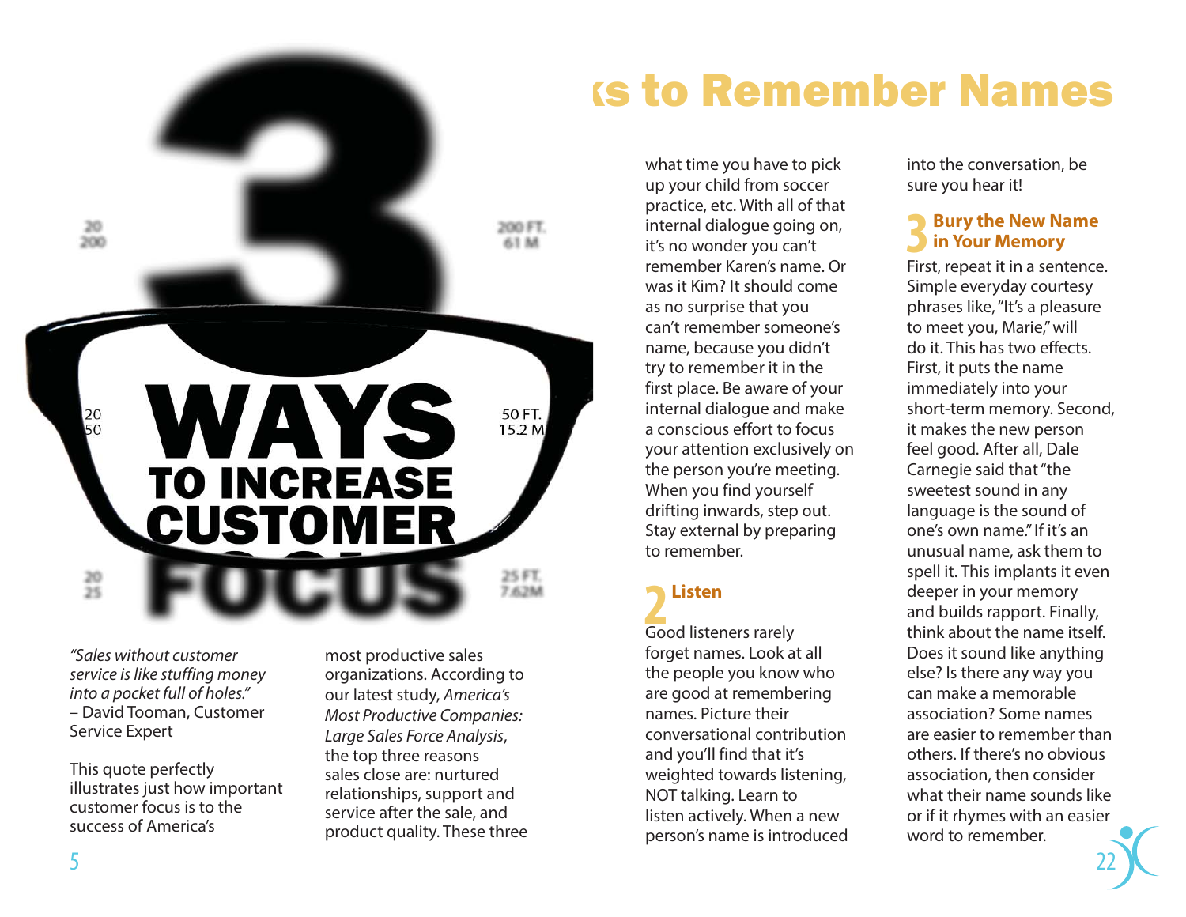# 3 WAYS TO INCREASE CUSTOMER FOCUS

*"Sales without customer service is like stuffing money into a pocket full of holes."*
– David Tooman, Customer Service Expert

This quote perfectly illustrates just how important customer focus is to the success of America's most productive sales organizations. According to our latest study, *America's Most Productive Companies: Large Sales Force Analysis*, the top three reasons sales close are: nurtured relationships, support and service after the sale, and product quality. These three

# ...ks to Remember Names

what time you have to pick up your child from soccer practice, etc. With all of that internal dialogue going on, it's no wonder you can't remember Karen's name. Or was it Kim? It should come as no surprise that you can't remember someone's name, because you didn't try to remember it in the first place. Be aware of your internal dialogue and make a conscious effort to focus your attention exclusively on the person you're meeting. When you find yourself drifting inwards, step out. Stay external by preparing to remember.

## 2 Listen

Good listeners rarely forget names. Look at all the people you know who are good at remembering names. Picture their conversational contribution and you'll find that it's weighted towards listening, NOT talking. Learn to listen actively. When a new person's name is introduced into the conversation, be sure you hear it!

## 3 Bury the New Name in Your Memory

First, repeat it in a sentence. Simple everyday courtesy phrases like, "It's a pleasure to meet you, Marie," will do it. This has two effects. First, it puts the name immediately into your short-term memory. Second, it makes the new person feel good. After all, Dale Carnegie said that "the sweetest sound in any language is the sound of one's own name." If it's an unusual name, ask them to spell it. This implants it even deeper in your memory and builds rapport. Finally, think about the name itself. Does it sound like anything else? Is there any way you can make a memorable association? Some names are easier to remember than others. If there's no obvious association, then consider what their name sounds like or if it rhymes with an easier word to remember.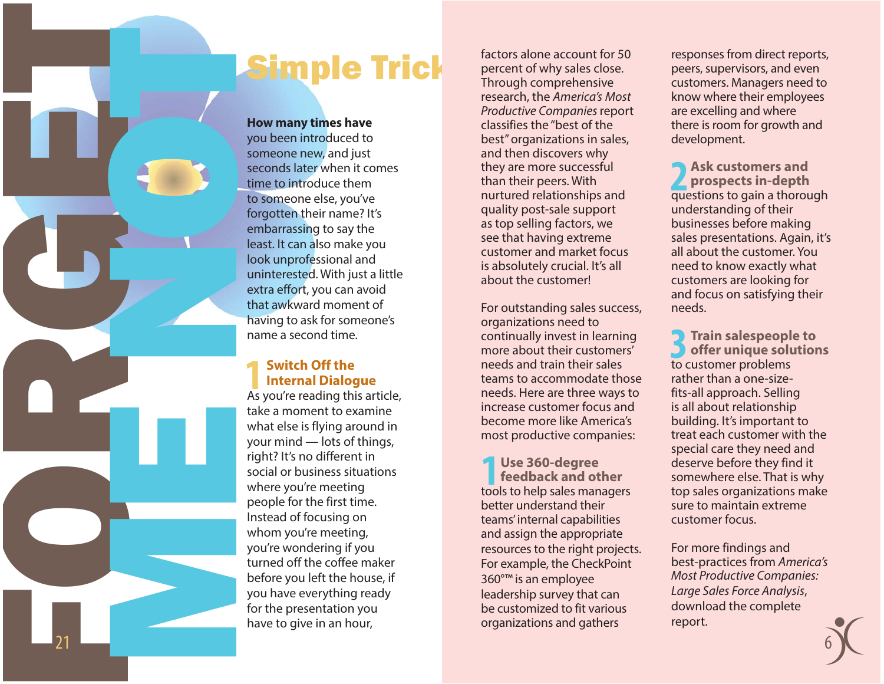# FORGET ME NOT

## Simple Trick

**How many times have** you been introduced to someone new, and just seconds later when it comes time to introduce them to someone else, you've forgotten their name? It's embarrassing to say the least. It can also make you look unprofessional and uninterested. With just a little extra effort, you can avoid that awkward moment of having to ask for someone's name a second time.

### 1 Switch Off the Internal Dialogue

As you're reading this article, take a moment to examine what else is flying around in your mind — lots of things, right? It's no different in social or business situations where you're meeting people for the first time. Instead of focusing on whom you're meeting, you're wondering if you turned off the coffee maker before you left the house, if you have everything ready for the presentation you have to give in an hour,

---

factors alone account for 50 percent of why sales close. Through comprehensive research, the *America's Most Productive Companies* report classifies the "best of the best" organizations in sales, and then discovers why they are more successful than their peers. With nurtured relationships and quality post-sale support as top selling factors, we see that having extreme customer and market focus is absolutely crucial. It's all about the customer!

For outstanding sales success, organizations need to continually invest in learning more about their customers' needs and train their sales teams to accommodate those needs. Here are three ways to increase customer focus and become more like America's most productive companies:

**1 Use 360-degree feedback and other** tools to help sales managers better understand their teams' internal capabilities and assign the appropriate resources to the right projects. For example, the CheckPoint 360°™ is an employee leadership survey that can be customized to fit various organizations and gathers responses from direct reports, peers, supervisors, and even customers. Managers need to know where their employees are excelling and where there is room for growth and development.

**2 Ask customers and prospects in-depth** questions to gain a thorough understanding of their businesses before making sales presentations. Again, it's all about the customer. You need to know exactly what customers are looking for and focus on satisfying their needs.

**3 Train salespeople to offer unique solutions** to customer problems rather than a one-size-fits-all approach. Selling is all about relationship building. It's important to treat each customer with the special care they need and deserve before they find it somewhere else. That is why top sales organizations make sure to maintain extreme customer focus.

For more findings and best-practices from *America's Most Productive Companies: Large Sales Force Analysis*, download the complete report.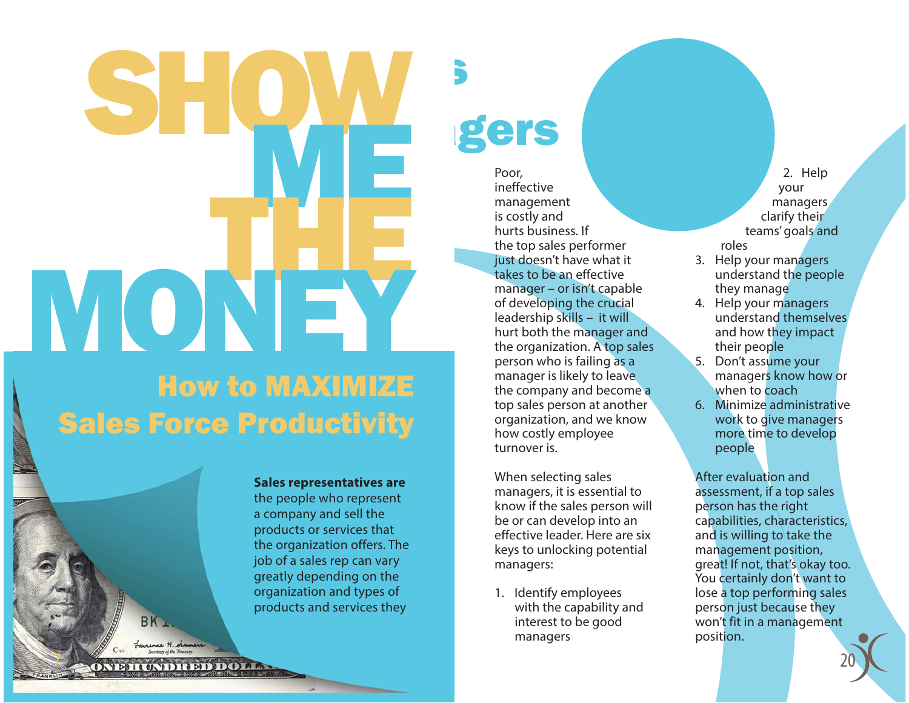# SHOW ME THE MONEY

## How to MAXIMIZE Sales Force Productivity

**Sales representatives are** the people who represent a company and sell the products or services that the organization offers. The job of a sales rep can vary greatly depending on the organization and types of products and services they

## ...s ...gers

Poor, ineffective management is costly and hurts business. If the top sales performer just doesn't have what it takes to be an effective manager – or isn't capable of developing the crucial leadership skills – it will hurt both the manager and the organization. A top sales person who is failing as a manager is likely to leave the company and become a top sales person at another organization, and we know how costly employee turnover is.

When selecting sales managers, it is essential to know if the sales person will be or can develop into an effective leader. Here are six keys to unlocking potential managers:

1. Identify employees with the capability and interest to be good managers
2. Help your managers clarify their teams' goals and roles
3. Help your managers understand the people they manage
4. Help your managers understand themselves and how they impact their people
5. Don't assume your managers know how or when to coach
6. Minimize administrative work to give managers more time to develop people

After evaluation and assessment, if a top sales person has the right capabilities, characteristics, and is willing to take the management position, great! If not, that's okay too. You certainly don't want to lose a top performing sales person just because they won't fit in a management position.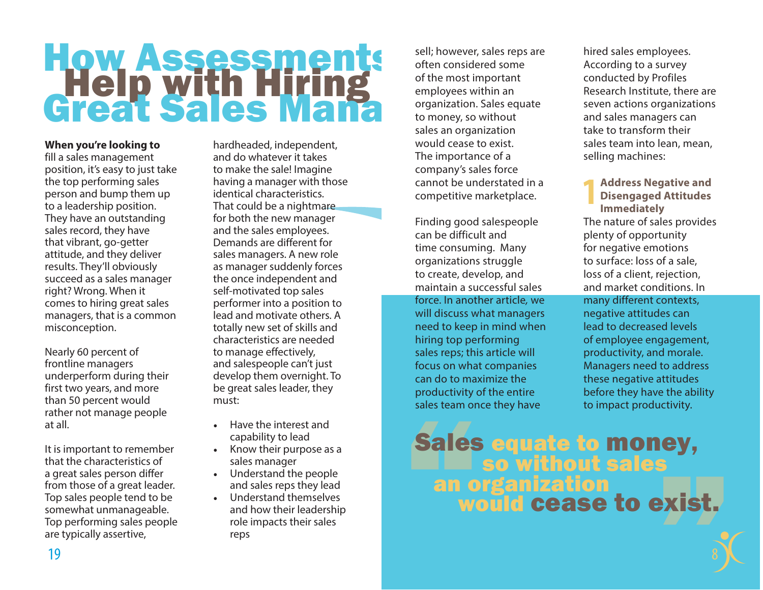# How Assessments Help with Hiring Great Sales Mana

**When you're looking to** fill a sales management position, it's easy to just take the top performing sales person and bump them up to a leadership position. They have an outstanding sales record, they have that vibrant, go-getter attitude, and they deliver results. They'll obviously succeed as a sales manager right? Wrong. When it comes to hiring great sales managers, that is a common misconception.

Nearly 60 percent of frontline managers underperform during their first two years, and more than 50 percent would rather not manage people at all.

It is important to remember that the characteristics of a great sales person differ from those of a great leader. Top sales people tend to be somewhat unmanageable. Top performing sales people are typically assertive, hardheaded, independent, and do whatever it takes to make the sale! Imagine having a manager with those identical characteristics. That could be a nightmare for both the new manager and the sales employees. Demands are different for sales managers. A new role as manager suddenly forces the once independent and self-motivated top sales performer into a position to lead and motivate others. A totally new set of skills and characteristics are needed to manage effectively, and salespeople can't just develop them overnight. To be great sales leader, they must:

- Have the interest and capability to lead
- Know their purpose as a sales manager
- Understand the people and sales reps they lead
- Understand themselves and how their leadership role impacts their sales reps

sell; however, sales reps are often considered some of the most important employees within an organization. Sales equate to money, so without sales an organization would cease to exist. The importance of a company's sales force cannot be understated in a competitive marketplace.

Finding good salespeople can be difficult and time consuming. Many organizations struggle to create, develop, and maintain a successful sales force. In another article, we will discuss what managers need to keep in mind when hiring top performing sales reps; this article will focus on what companies can do to maximize the productivity of the entire sales team once they have hired sales employees. According to a survey conducted by Profiles Research Institute, there are seven actions organizations and sales managers can take to transform their sales team into lean, mean, selling machines:

### 1 Address Negative and Disengaged Attitudes Immediately

The nature of sales provides plenty of opportunity for negative emotions to surface: loss of a sale, loss of a client, rejection, and market conditions. In many different contexts, negative attitudes can lead to decreased levels of employee engagement, productivity, and morale. Managers need to address these negative attitudes before they have the ability to impact productivity.

> "Sales equate to money, so without sales an organization would cease to exist."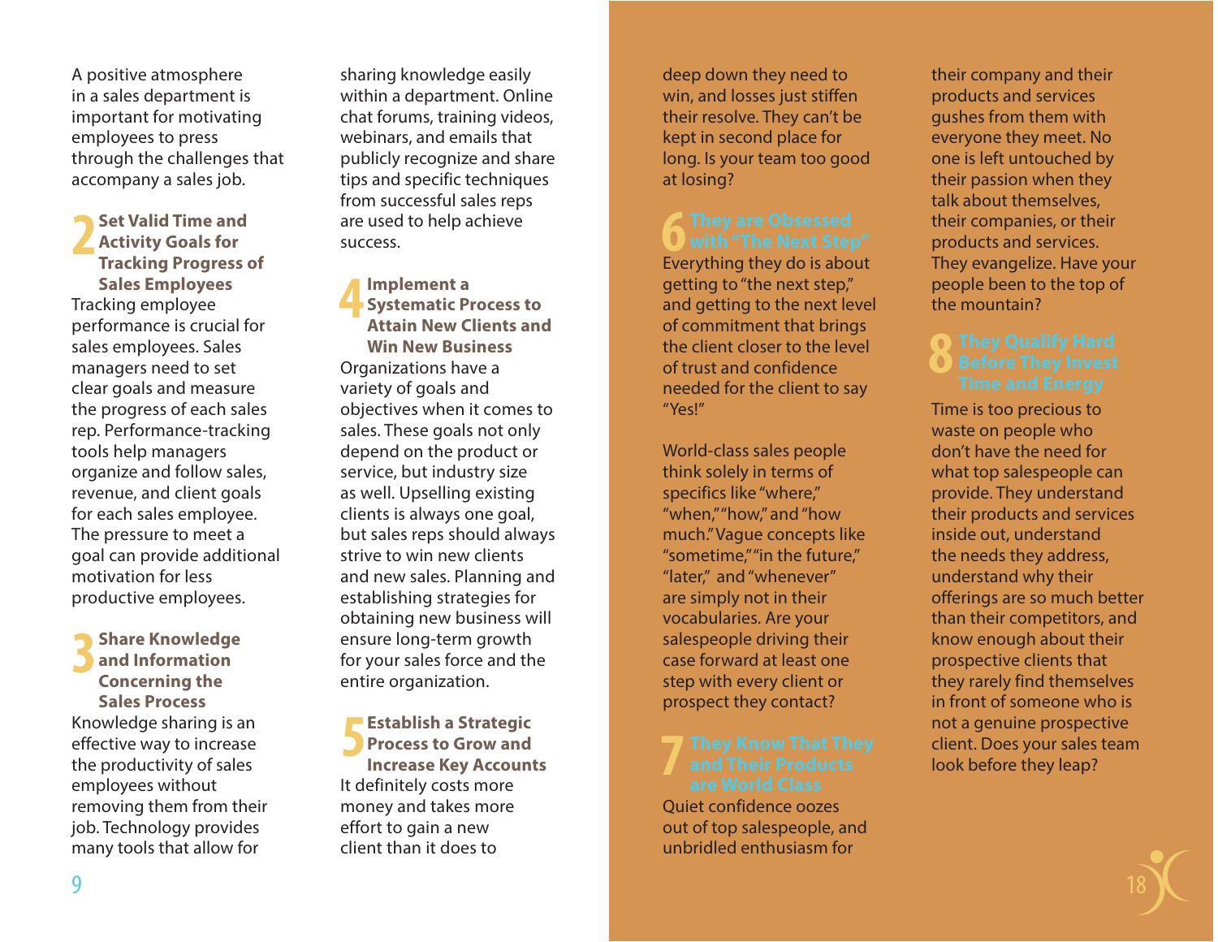A positive atmosphere in a sales department is important for motivating employees to press through the challenges that accompany a sales job.

## 2 Set Valid Time and Activity Goals for Tracking Progress of Sales Employees

Tracking employee performance is crucial for sales employees. Sales managers need to set clear goals and measure the progress of each sales rep. Performance-tracking tools help managers organize and follow sales, revenue, and client goals for each sales employee. The pressure to meet a goal can provide additional motivation for less productive employees.

## 3 Share Knowledge and Information Concerning the Sales Process

Knowledge sharing is an effective way to increase the productivity of sales employees without removing them from their job. Technology provides many tools that allow for sharing knowledge easily within a department. Online chat forums, training videos, webinars, and emails that publicly recognize and share tips and specific techniques from successful sales reps are used to help achieve success.

## 4 Implement a Systematic Process to Attain New Clients and Win New Business

Organizations have a variety of goals and objectives when it comes to sales. These goals not only depend on the product or service, but industry size as well. Upselling existing clients is always one goal, but sales reps should always strive to win new clients and new sales. Planning and establishing strategies for obtaining new business will ensure long-term growth for your sales force and the entire organization.

## 5 Establish a Strategic Process to Grow and Increase Key Accounts

It definitely costs more money and takes more effort to gain a new client than it does to

deep down they need to win, and losses just stiffen their resolve. They can't be kept in second place for long. Is your team too good at losing?

## 6 They are Obsessed with "The Next Step"

Everything they do is about getting to "the next step," and getting to the next level of commitment that brings the client closer to the level of trust and confidence needed for the client to say "Yes!"

World-class sales people think solely in terms of specifics like "where," "when," "how," and "how much." Vague concepts like "sometime," "in the future," "later," and "whenever" are simply not in their vocabularies. Are your salespeople driving their case forward at least one step with every client or prospect they contact?

## 7 They Know That They and Their Products are World Class

Quiet confidence oozes out of top salespeople, and unbridled enthusiasm for their company and their products and services gushes from them with everyone they meet. No one is left untouched by their passion when they talk about themselves, their companies, or their products and services. They evangelize. Have your people been to the top of the mountain?

## 8 They Qualify Hard Before They Invest Time and Energy

Time is too precious to waste on people who don't have the need for what top salespeople can provide. They understand their products and services inside out, understand the needs they address, understand why their offerings are so much better than their competitors, and know enough about their prospective clients that they rarely find themselves in front of someone who is not a genuine prospective client. Does your sales team look before they leap?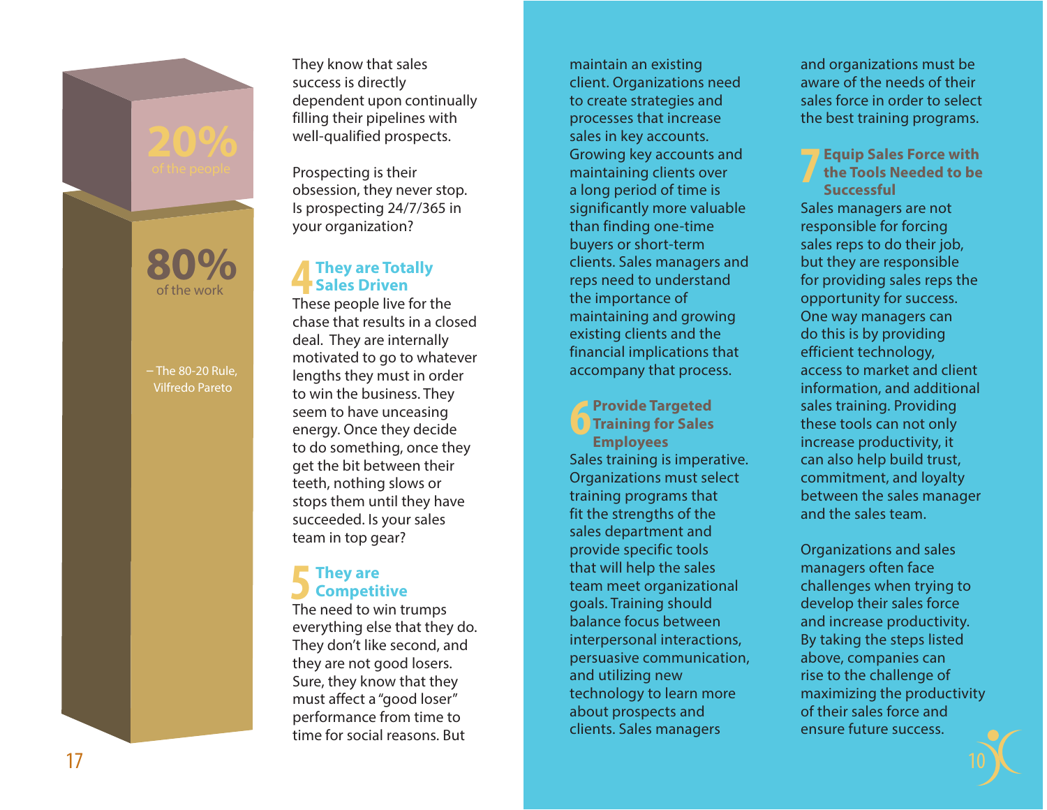20%
of the people

80%
of the work

– The 80-20 Rule, Vilfredo Pareto

They know that sales success is directly dependent upon continually filling their pipelines with well-qualified prospects.

Prospecting is their obsession, they never stop. Is prospecting 24/7/365 in your organization?

## 4 They are Totally Sales Driven

These people live for the chase that results in a closed deal. They are internally motivated to go to whatever lengths they must in order to win the business. They seem to have unceasing energy. Once they decide to do something, once they get the bit between their teeth, nothing slows or stops them until they have succeeded. Is your sales team in top gear?

## 5 They are Competitive

The need to win trumps everything else that they do. They don't like second, and they are not good losers. Sure, they know that they must affect a "good loser" performance from time to time for social reasons. But

maintain an existing client. Organizations need to create strategies and processes that increase sales in key accounts. Growing key accounts and maintaining clients over a long period of time is significantly more valuable than finding one-time buyers or short-term clients. Sales managers and reps need to understand the importance of maintaining and growing existing clients and the financial implications that accompany that process.

## 6 Provide Targeted Training for Sales Employees

Sales training is imperative. Organizations must select training programs that fit the strengths of the sales department and provide specific tools that will help the sales team meet organizational goals. Training should balance focus between interpersonal interactions, persuasive communication, and utilizing new technology to learn more about prospects and clients. Sales managers and organizations must be aware of the needs of their sales force in order to select the best training programs.

## 7 Equip Sales Force with the Tools Needed to be Successful

Sales managers are not responsible for forcing sales reps to do their job, but they are responsible for providing sales reps the opportunity for success. One way managers can do this is by providing efficient technology, access to market and client information, and additional sales training. Providing these tools can not only increase productivity, it can also help build trust, commitment, and loyalty between the sales manager and the sales team.

Organizations and sales managers often face challenges when trying to develop their sales force and increase productivity. By taking the steps listed above, companies can rise to the challenge of maximizing the productivity of their sales force and ensure future success.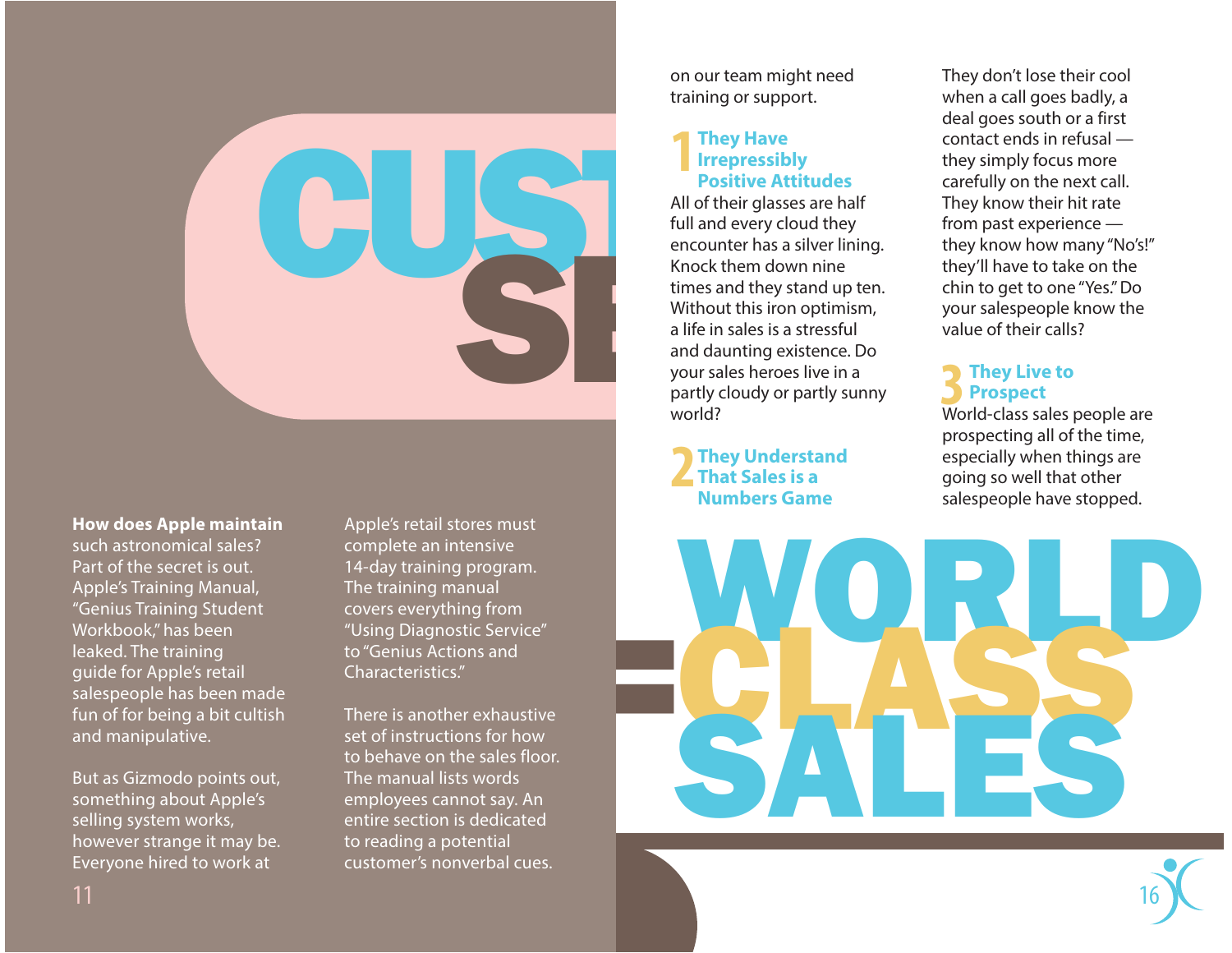# CUST SE

**How does Apple maintain** such astronomical sales? Part of the secret is out. Apple's Training Manual, "Genius Training Student Workbook," has been leaked. The training guide for Apple's retail salespeople has been made fun of for being a bit cultish and manipulative.

But as Gizmodo points out, something about Apple's selling system works, however strange it may be. Everyone hired to work at Apple's retail stores must complete an intensive 14-day training program. The training manual covers everything from "Using Diagnostic Service" to "Genius Actions and Characteristics."

There is another exhaustive set of instructions for how to behave on the sales floor. The manual lists words employees cannot say. An entire section is dedicated to reading a potential customer's nonverbal cues.

on our team might need training or support.

## 1 They Have Irrepressibly Positive Attitudes

All of their glasses are half full and every cloud they encounter has a silver lining. Knock them down nine times and they stand up ten. Without this iron optimism, a life in sales is a stressful and daunting existence. Do your sales heroes live in a partly cloudy or partly sunny world?

## 2 They Understand That Sales is a Numbers Game

They don't lose their cool when a call goes badly, a deal goes south or a first contact ends in refusal — they simply focus more carefully on the next call. They know their hit rate from past experience — they know how many "No's!" they'll have to take on the chin to get to one "Yes." Do your salespeople know the value of their calls?

## 3 They Live to Prospect

World-class sales people are prospecting all of the time, especially when things are going so well that other salespeople have stopped.

# = WORLD CLASS SALES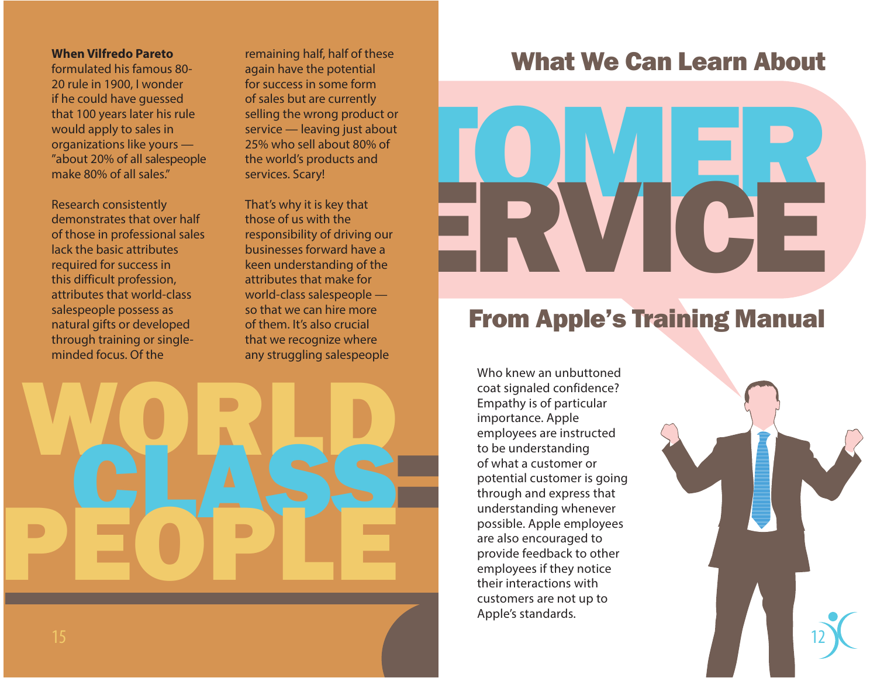**When Vilfredo Pareto** formulated his famous 80-20 rule in 1900, I wonder if he could have guessed that 100 years later his rule would apply to sales in organizations like yours — "about 20% of all salespeople make 80% of all sales."

Research consistently demonstrates that over half of those in professional sales lack the basic attributes required for success in this difficult profession, attributes that world-class salespeople possess as natural gifts or developed through training or single-minded focus. Of the remaining half, half of these again have the potential for success in some form of sales but are currently selling the wrong product or service — leaving just about 25% who sell about 80% of the world's products and services. Scary!

That's why it is key that those of us with the responsibility of driving our businesses forward have a keen understanding of the attributes that make for world-class salespeople — so that we can hire more of them. It's also crucial that we recognize where any struggling salespeople

# WORLD CLASS PEOPLE

# What We Can Learn About TOMER ERVICE From Apple's Training Manual

Who knew an unbuttoned coat signaled confidence? Empathy is of particular importance. Apple employees are instructed to be understanding of what a customer or potential customer is going through and express that understanding whenever possible. Apple employees are also encouraged to provide feedback to other employees if they notice their interactions with customers are not up to Apple's standards.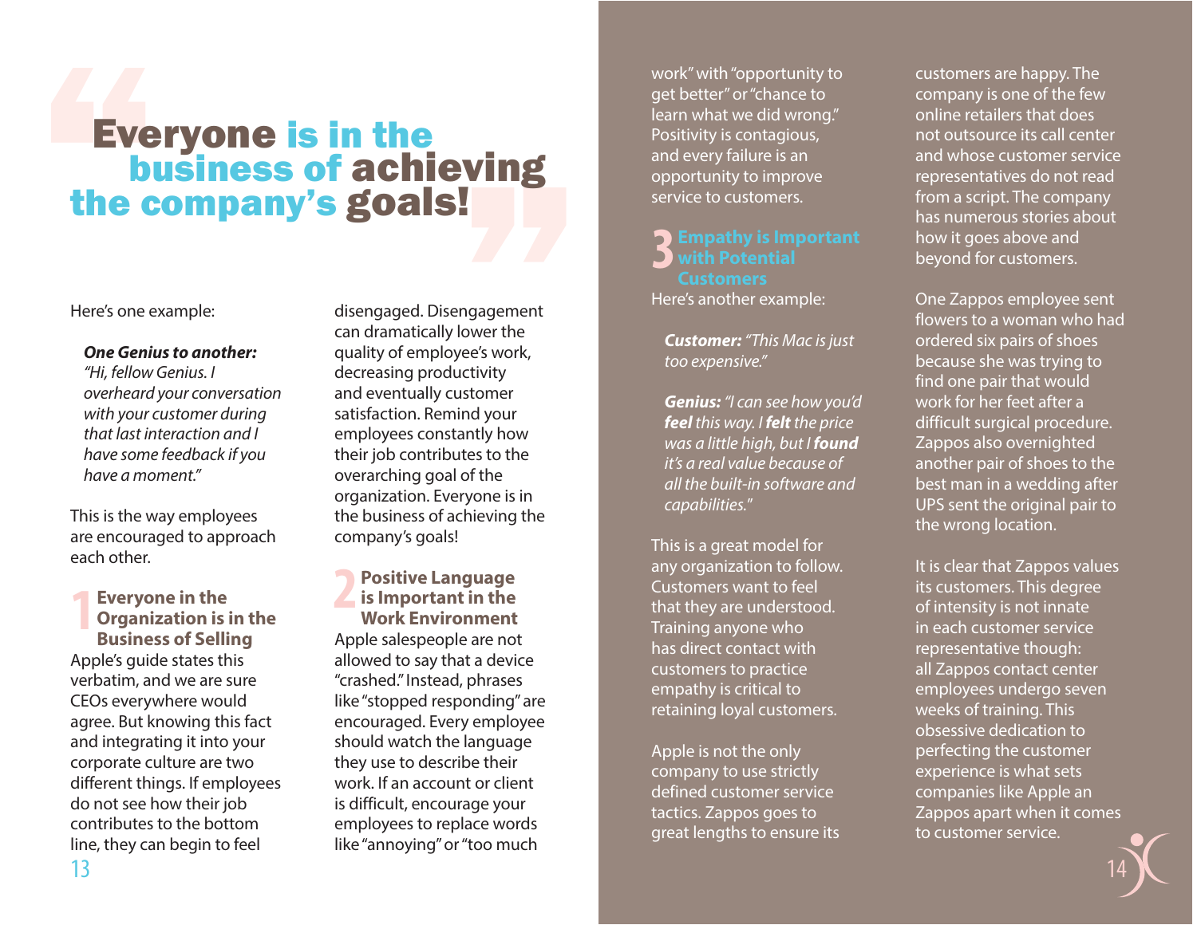# Everyone is in the business of achieving the company's goals!

Here's one example:

> ***One Genius to another:***
> *"Hi, fellow Genius. I overheard your conversation with your customer during that last interaction and I have some feedback if you have a moment."*

This is the way employees are encouraged to approach each other.

## 1 Everyone in the Organization is in the Business of Selling

Apple's guide states this verbatim, and we are sure CEOs everywhere would agree. But knowing this fact and integrating it into your corporate culture are two different things. If employees do not see how their job contributes to the bottom line, they can begin to feel disengaged. Disengagement can dramatically lower the quality of employee's work, decreasing productivity and eventually customer satisfaction. Remind your employees constantly how their job contributes to the overarching goal of the organization. Everyone is in the business of achieving the company's goals!

## 2 Positive Language is Important in the Work Environment

Apple salespeople are not allowed to say that a device "crashed." Instead, phrases like "stopped responding" are encouraged. Every employee should watch the language they use to describe their work. If an account or client is difficult, encourage your employees to replace words like "annoying" or "too much work" with "opportunity to get better" or "chance to learn what we did wrong." Positivity is contagious, and every failure is an opportunity to improve service to customers.

## 3 Empathy is Important with Potential Customers

Here's another example:

> ***Customer:*** *"This Mac is just too expensive."*
>
> ***Genius:*** *"I can see how you'd **feel** this way. I **felt** the price was a little high, but I **found** it's a real value because of all the built-in software and capabilities."*

This is a great model for any organization to follow. Customers want to feel that they are understood. Training anyone who has direct contact with customers to practice empathy is critical to retaining loyal customers.

Apple is not the only company to use strictly defined customer service tactics. Zappos goes to great lengths to ensure its customers are happy. The company is one of the few online retailers that does not outsource its call center and whose customer service representatives do not read from a script. The company has numerous stories about how it goes above and beyond for customers.

One Zappos employee sent flowers to a woman who had ordered six pairs of shoes because she was trying to find one pair that would work for her feet after a difficult surgical procedure. Zappos also overnighted another pair of shoes to the best man in a wedding after UPS sent the original pair to the wrong location.

It is clear that Zappos values its customers. This degree of intensity is not innate in each customer service representative though: all Zappos contact center employees undergo seven weeks of training. This obsessive dedication to perfecting the customer experience is what sets companies like Apple an Zappos apart when it comes to customer service.